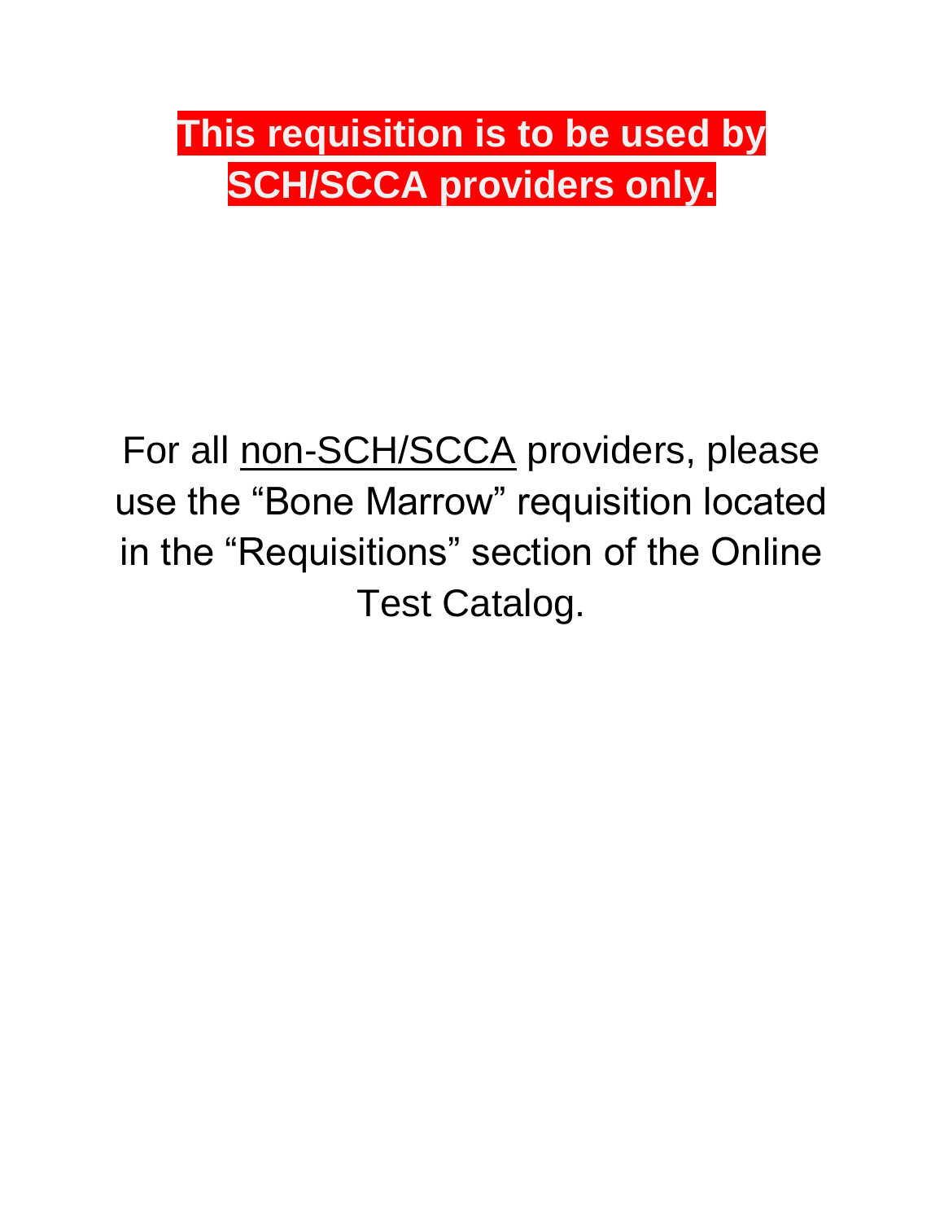# **This requisition is to be used by SCH/SCCA providers only.**

For all non-SCH/SCCA providers, please use the “Bone Marrow” requisition located in the “Requisitions” section of the Online Test Catalog.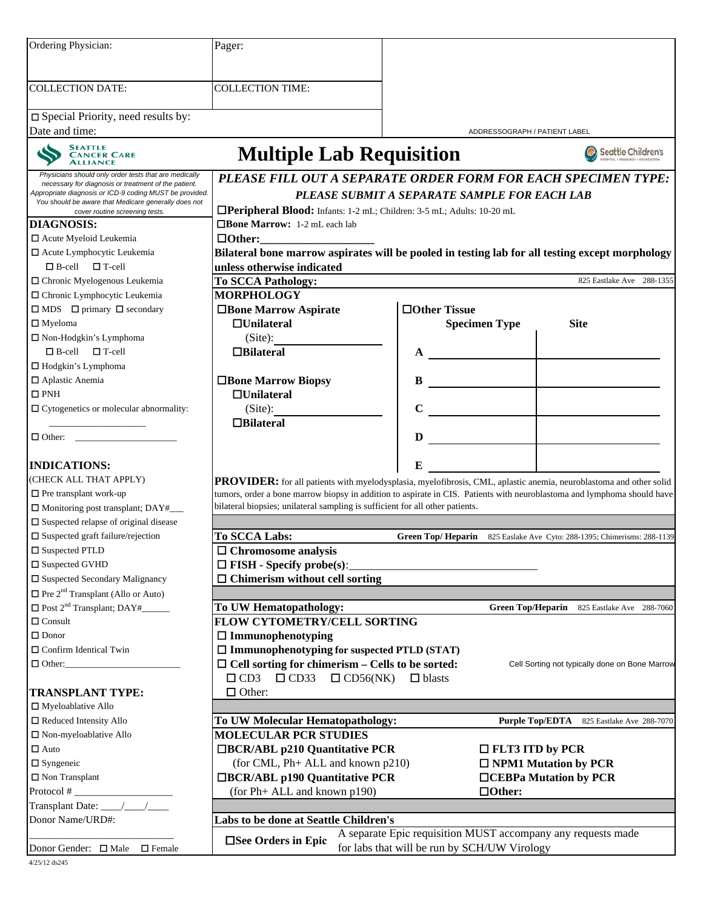| | | |
|---|---|---|
| Ordering Physician: | Pager: | |
| COLLECTION DATE: | COLLECTION TIME: | |
| ☐ Special Priority, need results by:<br>Date and time: | | ADDRESSOGRAPH / PATIENT LABEL |

SEATTLE CANCER CARE ALLIANCE

# Multiple Lab Requisition

Seattle Children's HOSPITAL • RESEARCH • FOUNDATION

*Physicians should only order tests that are medically necessary for diagnosis or treatment of the patient. Appropriate diagnosis or ICD-9 coding MUST be provided. You should be aware that Medicare generally does not cover routine screening tests.*

***PLEASE FILL OUT A SEPARATE ORDER FORM FOR EACH SPECIMEN TYPE:***

***PLEASE SUBMIT A SEPARATE SAMPLE FOR EACH LAB***

☐**Peripheral Blood:** Infants: 1-2 mL; Children: 3-5 mL; Adults: 10-20 mL

☐**Bone Marrow:** 1-2 mL each lab

☐**Other:**____________________

**Bilateral bone marrow aspirates will be pooled in testing lab for all testing except morphology unless otherwise indicated**

## DIAGNOSIS:

- ☐ Acute Myeloid Leukemia
- ☐ Acute Lymphocytic Leukemia
  - ☐ B-cell ☐ T-cell
- ☐ Chronic Myelogenous Leukemia
- ☐ Chronic Lymphocytic Leukemia
- ☐ MDS ☐ primary ☐ secondary
- ☐ Myeloma
- ☐ Non-Hodgkin's Lymphoma
  - ☐ B-cell ☐ T-cell
- ☐ Hodgkin's Lymphoma
- ☐ Aplastic Anemia
- ☐ PNH
- ☐ Cytogenetics or molecular abnormality: ____________________
- ☐ Other: ____________________

## INDICATIONS:

(CHECK ALL THAT APPLY)

- ☐ Pre transplant work-up
- ☐ Monitoring post transplant; DAY#___
- ☐ Suspected relapse of original disease
- ☐ Suspected graft failure/rejection
- ☐ Suspected PTLD
- ☐ Suspected GVHD
- ☐ Suspected Secondary Malignancy
- ☐ Pre 2nd Transplant (Allo or Auto)
- ☐ Post 2nd Transplant; DAY#______
- ☐ Consult
- ☐ Donor
- ☐ Confirm Identical Twin
- ☐ Other:________________________

## TRANSPLANT TYPE:

- ☐ Myeloablative Allo
- ☐ Reduced Intensity Allo
- ☐ Non-myeloablative Allo
- ☐ Auto
- ☐ Syngeneic
- ☐ Non Transplant

Protocol # ___________________

Transplant Date: ____/____/____

Donor Name/URD#: ____________________

Donor Gender: ☐ Male ☐ Female

### To SCCA Pathology: 825 Eastlake Ave 288-1355

**MORPHOLOGY**

- ☐**Bone Marrow Aspirate**
  - ☐**Unilateral**
    - (Site): ____________
  - ☐**Bilateral**
- ☐**Bone Marrow Biopsy**
  - ☐**Unilateral**
    - (Site): ____________
  - ☐**Bilateral**

☐**Other Tissue**

| | Specimen Type | Site |
|---|---|---|
| A | | |
| B | | |
| C | | |
| D | | |
| E | | |

**PROVIDER:** for all patients with myelodysplasia, myelofibrosis, CML, aplastic anemia, neuroblastoma and other solid tumors, order a bone marrow biopsy in addition to aspirate in CIS. Patients with neuroblastoma and lymphoma should have bilateral biopsies; unilateral sampling is sufficient for all other patients.

### To SCCA Labs: Green Top/ Heparin 825 Easlake Ave Cyto: 288-1395; Chimerisms: 288-1139

- ☐ **Chromosome analysis**
- ☐ **FISH - Specify probe(s)**:________________________________
- ☐ **Chimerism without cell sorting**

### To UW Hematopathology: Green Top/Heparin 825 Eastlake Ave 288-7060

**FLOW CYTOMETRY/CELL SORTING**

- ☐ **Immunophenotyping**
- ☐ **Immunophenotyping for suspected PTLD (STAT)**
- ☐ **Cell sorting for chimerism – Cells to be sorted:** Cell Sorting not typically done on Bone Marrow
  - ☐ CD3 ☐ CD33 ☐ CD56(NK) ☐ blasts
- ☐ Other:

### To UW Molecular Hematopathology: Purple Top/EDTA 825 Eastlake Ave 288-7070

**MOLECULAR PCR STUDIES**

- ☐**BCR/ABL p210 Quantitative PCR** (for CML, Ph+ ALL and known p210)
- ☐**BCR/ABL p190 Quantitative PCR** (for Ph+ ALL and known p190)
- ☐ **FLT3 ITD by PCR**
- ☐ **NPM1 Mutation by PCR**
- ☐**CEBPa Mutation by PCR**
- ☐**Other:**

### Labs to be done at Seattle Children's

☐**See Orders in Epic** — A separate Epic requisition MUST accompany any requests made for labs that will be run by SCH/UW Virology

4/25/12 ds245